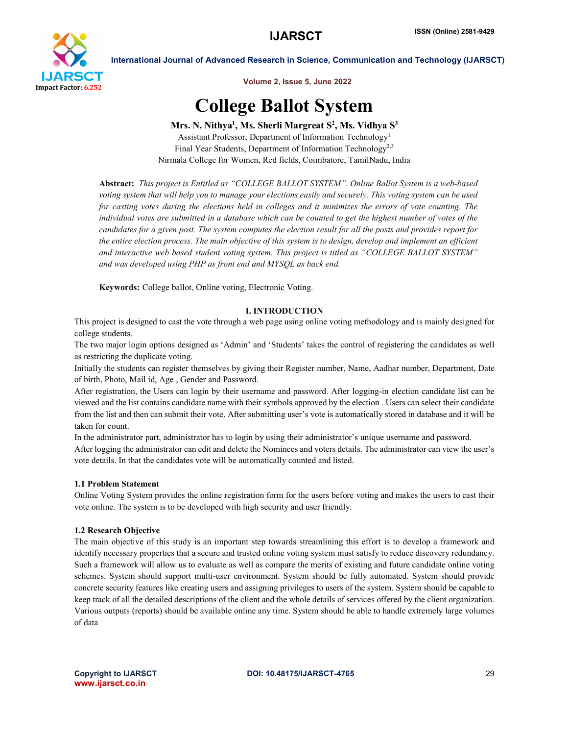# College Ballot System

**Mrs. N. Nithya[1], Ms. Sherli Margreat S[2], Ms. Vidhya S[3]**

Assistant Professor, Department of Information Technology[1]

Final Year Students, Department of Information Technology[2,3]

Nirmala College for Women, Red fields, Coimbatore, TamilNadu, India

**Abstract:** *This project is Entitled as "COLLEGE BALLOT SYSTEM". Online Ballot System is a web-based voting system that will help you to manage your elections easily and securely. This voting system can be used for casting votes during the elections held in colleges and it minimizes the errors of vote counting. The individual votes are submitted in a database which can be counted to get the highest number of votes of the candidates for a given post. The system computes the election result for all the posts and provides report for the entire election process. The main objective of this system is to design, develop and implement an efficient and interactive web based student voting system. This project is titled as "COLLEGE BALLOT SYSTEM" and was developed using PHP as front end and MYSQL as back end.*

**Keywords:** College ballot, Online voting, Electronic Voting.

## I. INTRODUCTION

This project is designed to cast the vote through a web page using online voting methodology and is mainly designed for college students.

The two major login options designed as 'Admin' and 'Students' takes the control of registering the candidates as well as restricting the duplicate voting.

Initially the students can register themselves by giving their Register number, Name, Aadhar number, Department, Date of birth, Photo, Mail id, Age , Gender and Password.

After registration, the Users can login by their username and password. After logging-in election candidate list can be viewed and the list contains candidate name with their symbols approved by the election . Users can select their candidate from the list and then can submit their vote. After submitting user's vote is automatically stored in database and it will be taken for count.

In the administrator part, administrator has to login by using their administrator's unique username and password.

After logging the administrator can edit and delete the Nominees and voters details. The administrator can view the user's vote details. In that the candidates vote will be automatically counted and listed.

### 1.1 Problem Statement

Online Voting System provides the online registration form for the users before voting and makes the users to cast their vote online. The system is to be developed with high security and user friendly.

### 1.2 Research Objective

The main objective of this study is an important step towards streamlining this effort is to develop a framework and identify necessary properties that a secure and trusted online voting system must satisfy to reduce discovery redundancy. Such a framework will allow us to evaluate as well as compare the merits of existing and future candidate online voting schemes. System should support multi-user environment. System should be fully automated. System should provide concrete security features like creating users and assigning privileges to users of the system. System should be capable to keep track of all the detailed descriptions of the client and the whole details of services offered by the client organization. Various outputs (reports) should be available online any time. System should be able to handle extremely large volumes of data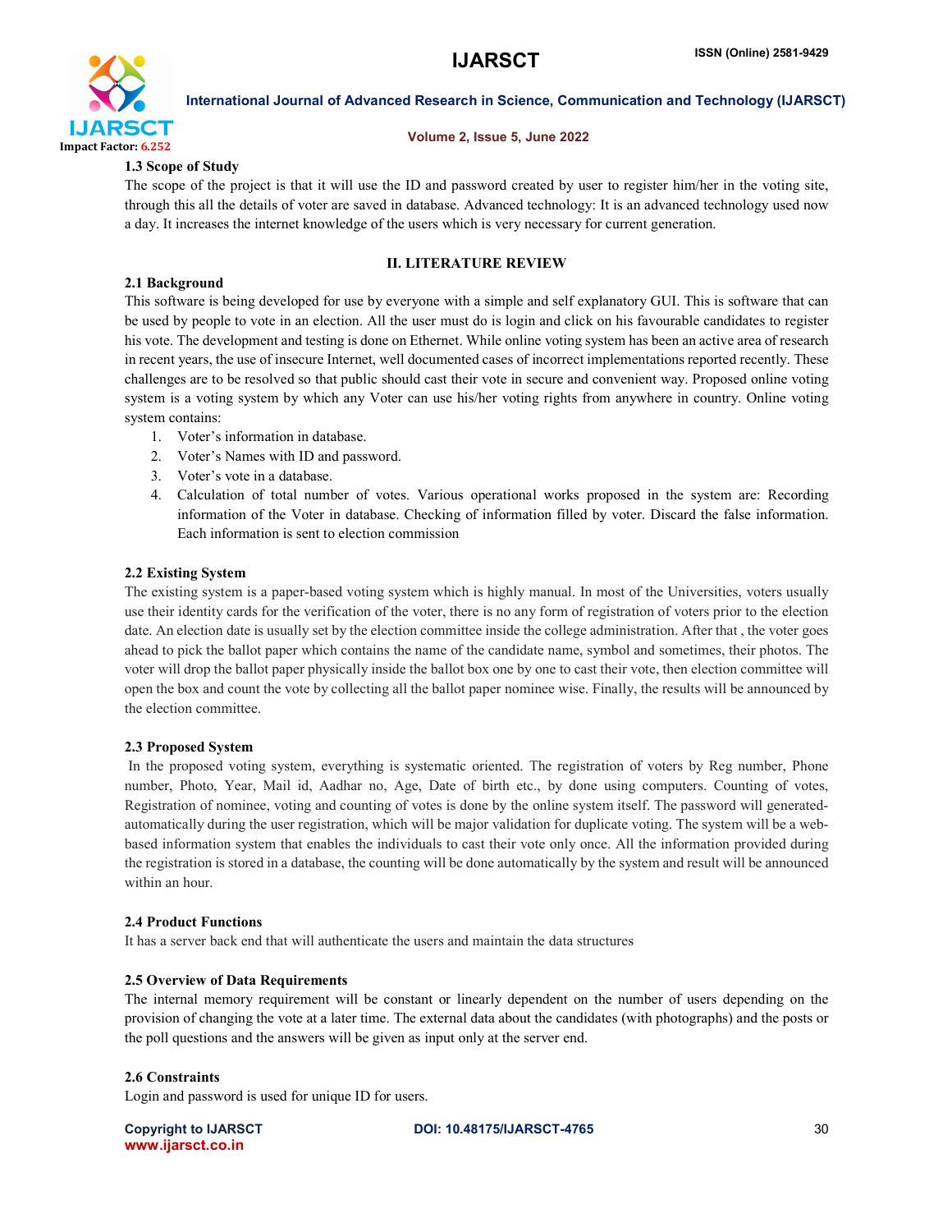### 1.3 Scope of Study

The scope of the project is that it will use the ID and password created by user to register him/her in the voting site, through this all the details of voter are saved in database. Advanced technology: It is an advanced technology used now a day. It increases the internet knowledge of the users which is very necessary for current generation.

## II. LITERATURE REVIEW

### 2.1 Background

This software is being developed for use by everyone with a simple and self explanatory GUI. This is software that can be used by people to vote in an election. All the user must do is login and click on his favourable candidates to register his vote. The development and testing is done on Ethernet. While online voting system has been an active area of research in recent years, the use of insecure Internet, well documented cases of incorrect implementations reported recently. These challenges are to be resolved so that public should cast their vote in secure and convenient way. Proposed online voting system is a voting system by which any Voter can use his/her voting rights from anywhere in country. Online voting system contains:

1. Voter's information in database.
2. Voter's Names with ID and password.
3. Voter's vote in a database.
4. Calculation of total number of votes. Various operational works proposed in the system are: Recording information of the Voter in database. Checking of information filled by voter. Discard the false information. Each information is sent to election commission

### 2.2 Existing System

The existing system is a paper-based voting system which is highly manual. In most of the Universities, voters usually use their identity cards for the verification of the voter, there is no any form of registration of voters prior to the election date. An election date is usually set by the election committee inside the college administration. After that , the voter goes ahead to pick the ballot paper which contains the name of the candidate name, symbol and sometimes, their photos. The voter will drop the ballot paper physically inside the ballot box one by one to cast their vote, then election committee will open the box and count the vote by collecting all the ballot paper nominee wise. Finally, the results will be announced by the election committee.

### 2.3 Proposed System

In the proposed voting system, everything is systematic oriented. The registration of voters by Reg number, Phone number, Photo, Year, Mail id, Aadhar no, Age, Date of birth etc., by done using computers. Counting of votes, Registration of nominee, voting and counting of votes is done by the online system itself. The password will generated-automatically during the user registration, which will be major validation for duplicate voting. The system will be a web-based information system that enables the individuals to cast their vote only once. All the information provided during the registration is stored in a database, the counting will be done automatically by the system and result will be announced within an hour.

### 2.4 Product Functions

It has a server back end that will authenticate the users and maintain the data structures

### 2.5 Overview of Data Requirements

The internal memory requirement will be constant or linearly dependent on the number of users depending on the provision of changing the vote at a later time. The external data about the candidates (with photographs) and the posts or the poll questions and the answers will be given as input only at the server end.

### 2.6 Constraints

Login and password is used for unique ID for users.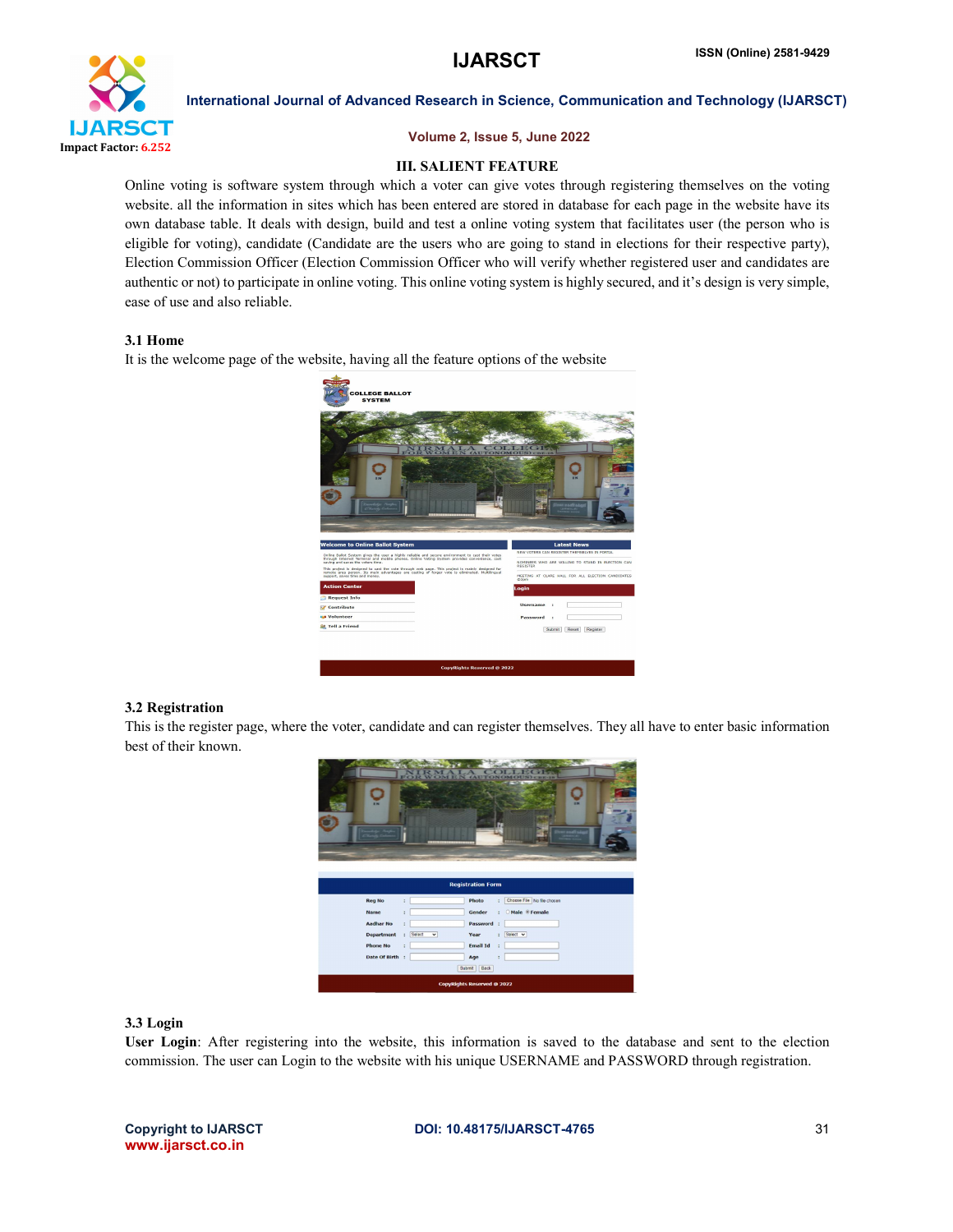## III. SALIENT FEATURE

Online voting is software system through which a voter can give votes through registering themselves on the voting website. all the information in sites which has been entered are stored in database for each page in the website have its own database table. It deals with design, build and test a online voting system that facilitates user (the person who is eligible for voting), candidate (Candidate are the users who are going to stand in elections for their respective party), Election Commission Officer (Election Commission Officer who will verify whether registered user and candidates are authentic or not) to participate in online voting. This online voting system is highly secured, and it's design is very simple, ease of use and also reliable.

### 3.1 Home

It is the welcome page of the website, having all the feature options of the website

### 3.2 Registration

This is the register page, where the voter, candidate and can register themselves. They all have to enter basic information best of their known.

### 3.3 Login

**User Login**: After registering into the website, this information is saved to the database and sent to the election commission. The user can Login to the website with his unique USERNAME and PASSWORD through registration.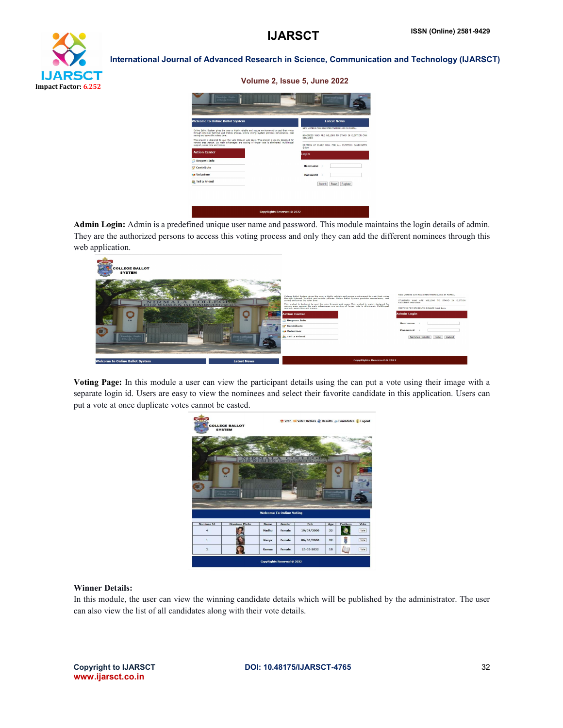**Admin Login:** Admin is a predefined unique user name and password. This module maintains the login details of admin. They are the authorized persons to access this voting process and only they can add the different nominees through this web application.

**Voting Page:** In this module a user can view the participant details using the can put a vote using their image with a separate login id. Users are easy to view the nominees and select their favorite candidate in this application. Users can put a vote at once duplicate votes cannot be casted.

**Winner Details:**

In this module, the user can view the winning candidate details which will be published by the administrator. The user can also view the list of all candidates along with their vote details.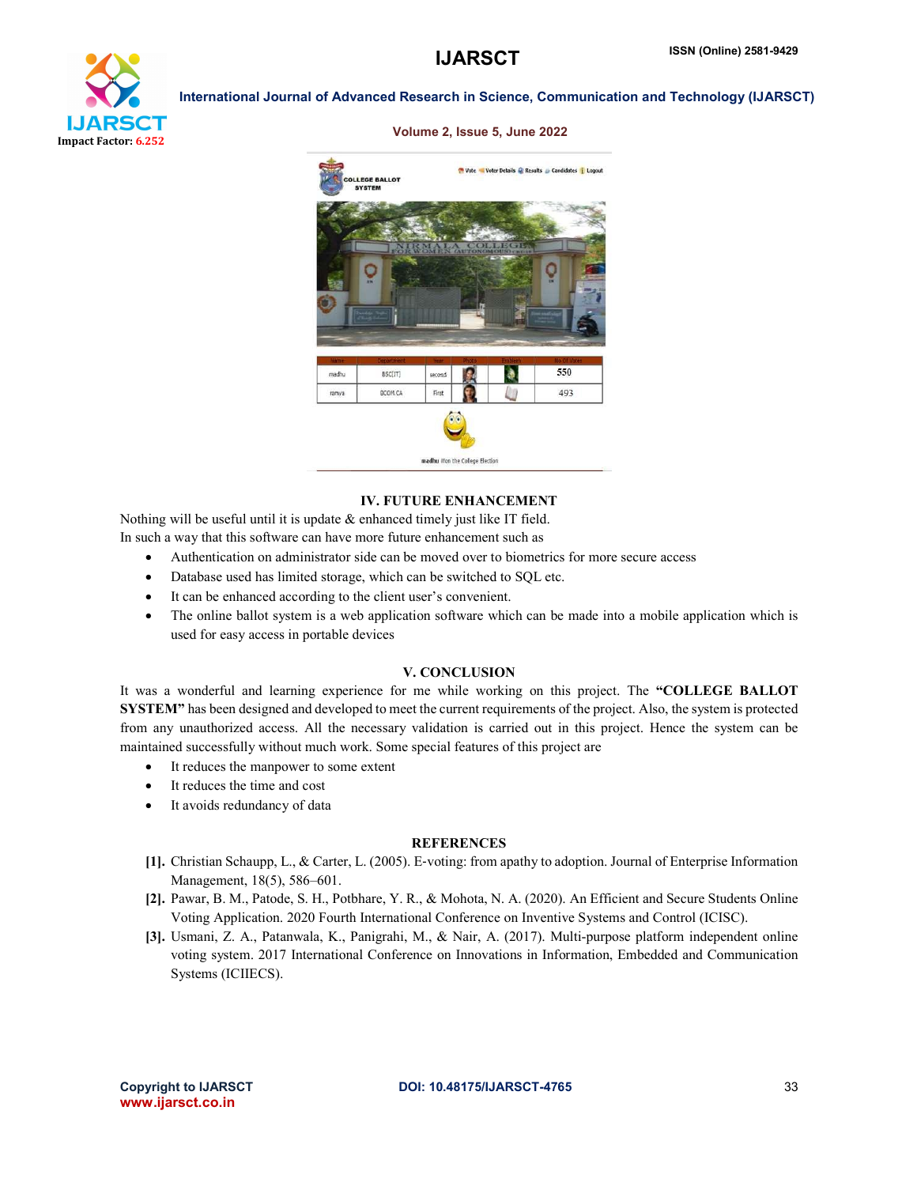## IV. FUTURE ENHANCEMENT

Nothing will be useful until it is update & enhanced timely just like IT field.
In such a way that this software can have more future enhancement such as

- Authentication on administrator side can be moved over to biometrics for more secure access
- Database used has limited storage, which can be switched to SQL etc.
- It can be enhanced according to the client user's convenient.
- The online ballot system is a web application software which can be made into a mobile application which is used for easy access in portable devices

## V. CONCLUSION

It was a wonderful and learning experience for me while working on this project. The **"COLLEGE BALLOT SYSTEM"** has been designed and developed to meet the current requirements of the project. Also, the system is protected from any unauthorized access. All the necessary validation is carried out in this project. Hence the system can be maintained successfully without much work. Some special features of this project are

- It reduces the manpower to some extent
- It reduces the time and cost
- It avoids redundancy of data

## REFERENCES

**[1].** Christian Schaupp, L., & Carter, L. (2005). E-voting: from apathy to adoption. Journal of Enterprise Information Management, 18(5), 586–601.

**[2].** Pawar, B. M., Patode, S. H., Potbhare, Y. R., & Mohota, N. A. (2020). An Efficient and Secure Students Online Voting Application. 2020 Fourth International Conference on Inventive Systems and Control (ICISC).

**[3].** Usmani, Z. A., Patanwala, K., Panigrahi, M., & Nair, A. (2017). Multi-purpose platform independent online voting system. 2017 International Conference on Innovations in Information, Embedded and Communication Systems (ICIIECS).